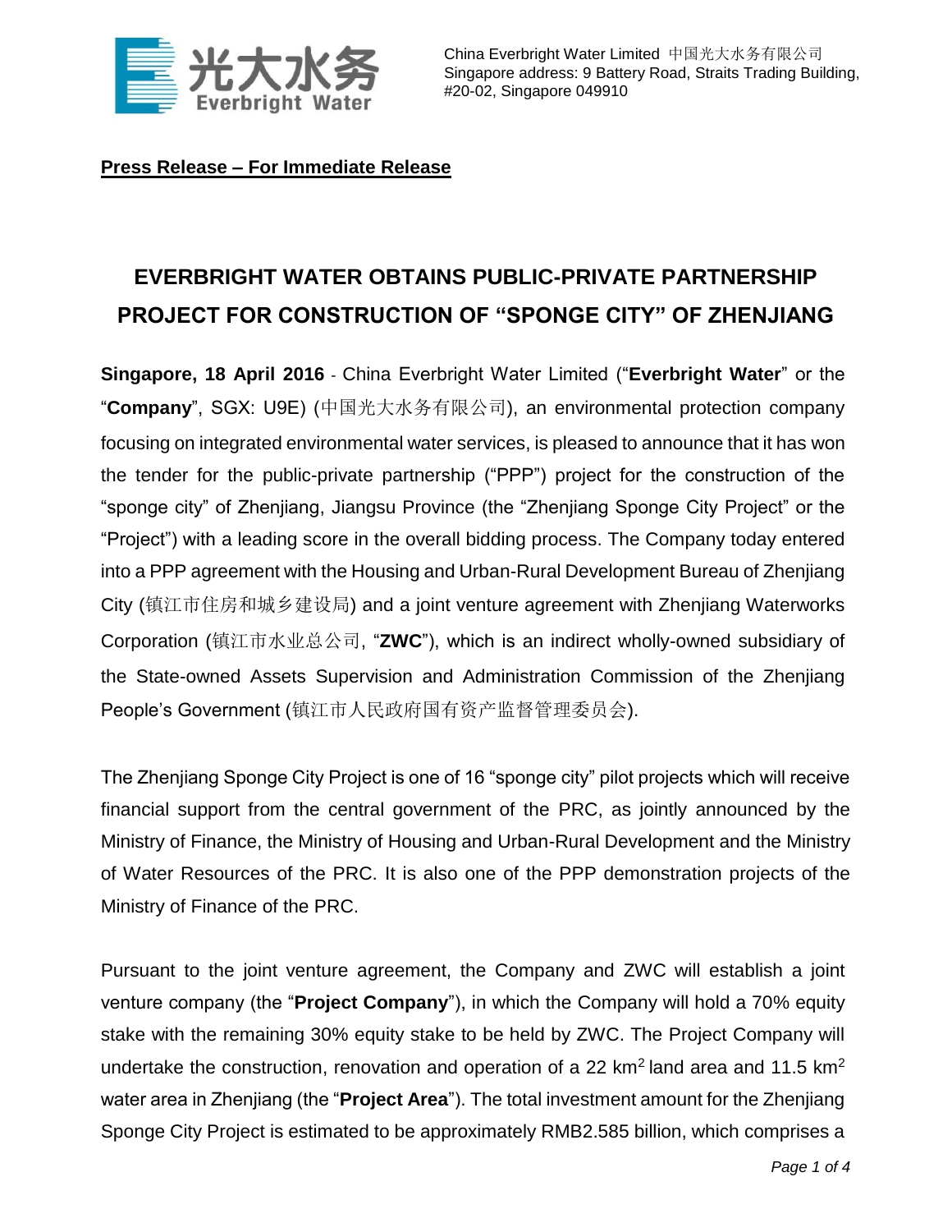China Everbright Water Limited 中国光大水务有限公司
Singapore address: 9 Battery Road, Straits Trading Building, #20-02, Singapore 049910

**Press Release – For Immediate Release**

# EVERBRIGHT WATER OBTAINS PUBLIC-PRIVATE PARTNERSHIP PROJECT FOR CONSTRUCTION OF "SPONGE CITY" OF ZHENJIANG

**Singapore, 18 April 2016** - China Everbright Water Limited ("**Everbright Water**" or the "**Company**", SGX: U9E) (中国光大水务有限公司), an environmental protection company focusing on integrated environmental water services, is pleased to announce that it has won the tender for the public-private partnership ("PPP") project for the construction of the "sponge city" of Zhenjiang, Jiangsu Province (the "Zhenjiang Sponge City Project" or the "Project") with a leading score in the overall bidding process. The Company today entered into a PPP agreement with the Housing and Urban-Rural Development Bureau of Zhenjiang City (镇江市住房和城乡建设局) and a joint venture agreement with Zhenjiang Waterworks Corporation (镇江市水业总公司, "**ZWC**"), which is an indirect wholly-owned subsidiary of the State-owned Assets Supervision and Administration Commission of the Zhenjiang People's Government (镇江市人民政府国有资产监督管理委员会).

The Zhenjiang Sponge City Project is one of 16 "sponge city" pilot projects which will receive financial support from the central government of the PRC, as jointly announced by the Ministry of Finance, the Ministry of Housing and Urban-Rural Development and the Ministry of Water Resources of the PRC. It is also one of the PPP demonstration projects of the Ministry of Finance of the PRC.

Pursuant to the joint venture agreement, the Company and ZWC will establish a joint venture company (the "**Project Company**"), in which the Company will hold a 70% equity stake with the remaining 30% equity stake to be held by ZWC. The Project Company will undertake the construction, renovation and operation of a 22 $km^2$ land area and 11.5 $km^2$ water area in Zhenjiang (the "**Project Area**"). The total investment amount for the Zhenjiang Sponge City Project is estimated to be approximately RMB2.585 billion, which comprises a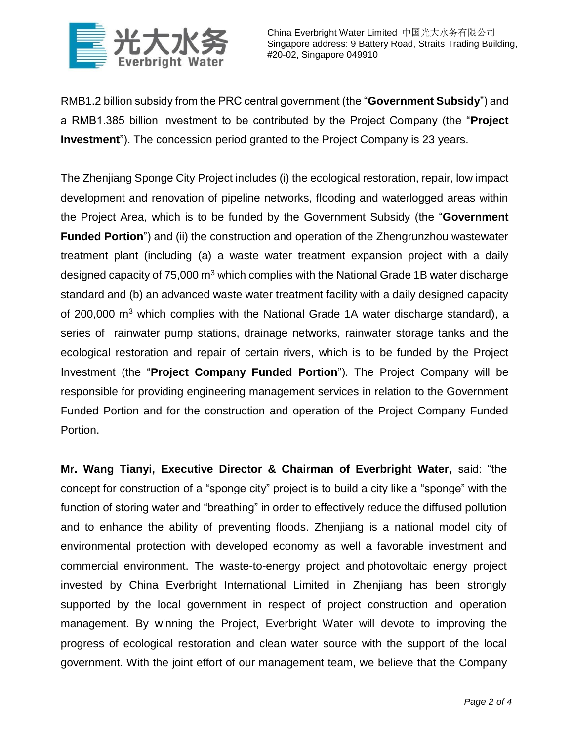RMB1.2 billion subsidy from the PRC central government (the "**Government Subsidy**") and a RMB1.385 billion investment to be contributed by the Project Company (the "**Project Investment**"). The concession period granted to the Project Company is 23 years.

The Zhenjiang Sponge City Project includes (i) the ecological restoration, repair, low impact development and renovation of pipeline networks, flooding and waterlogged areas within the Project Area, which is to be funded by the Government Subsidy (the "**Government Funded Portion**") and (ii) the construction and operation of the Zhengrunzhou wastewater treatment plant (including (a) a waste water treatment expansion project with a daily designed capacity of 75,000 $m^3$ which complies with the National Grade 1B water discharge standard and (b) an advanced waste water treatment facility with a daily designed capacity of 200,000 $m^3$ which complies with the National Grade 1A water discharge standard), a series of rainwater pump stations, drainage networks, rainwater storage tanks and the ecological restoration and repair of certain rivers, which is to be funded by the Project Investment (the "**Project Company Funded Portion**"). The Project Company will be responsible for providing engineering management services in relation to the Government Funded Portion and for the construction and operation of the Project Company Funded Portion.

**Mr. Wang Tianyi, Executive Director & Chairman of Everbright Water,** said: "the concept for construction of a "sponge city" project is to build a city like a "sponge" with the function of storing water and "breathing" in order to effectively reduce the diffused pollution and to enhance the ability of preventing floods. Zhenjiang is a national model city of environmental protection with developed economy as well a favorable investment and commercial environment. The waste-to-energy project and photovoltaic energy project invested by China Everbright International Limited in Zhenjiang has been strongly supported by the local government in respect of project construction and operation management. By winning the Project, Everbright Water will devote to improving the progress of ecological restoration and clean water source with the support of the local government. With the joint effort of our management team, we believe that the Company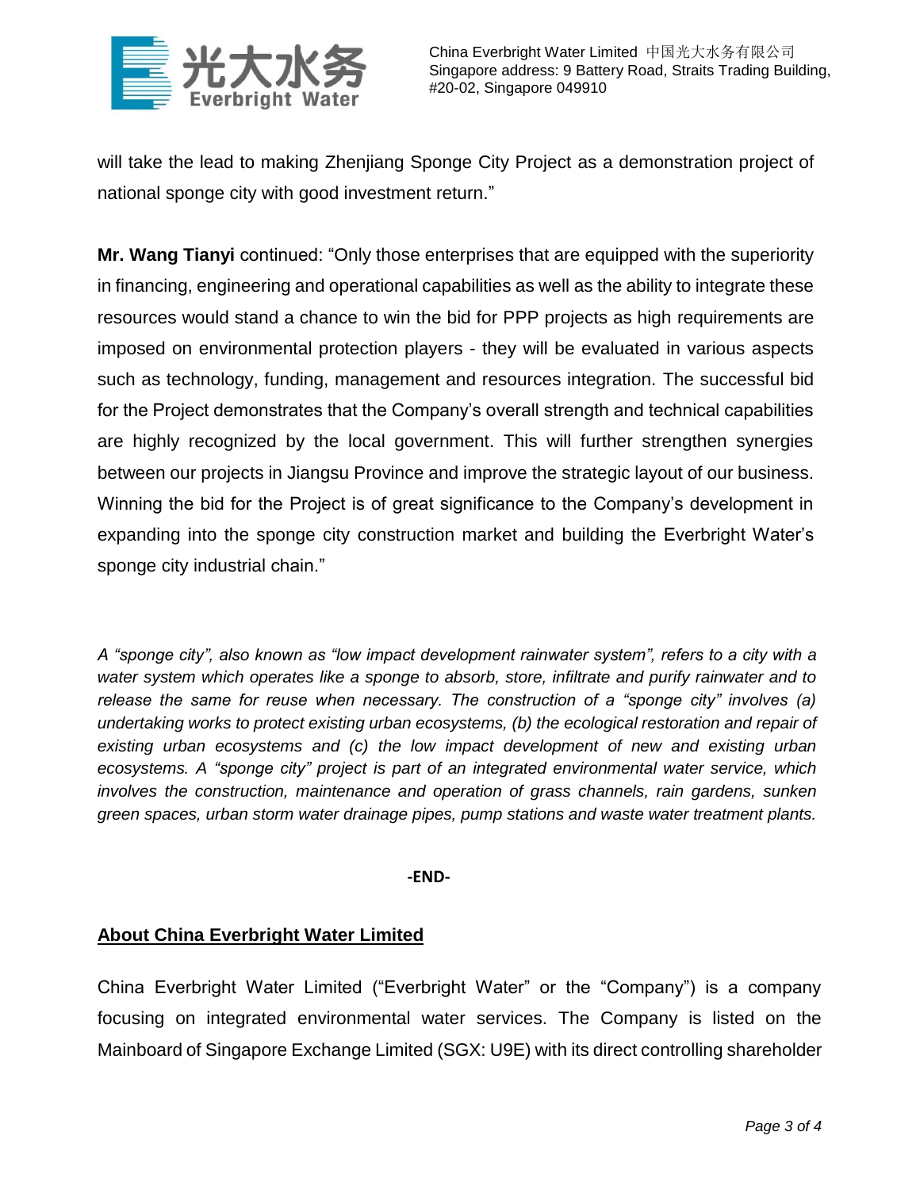will take the lead to making Zhenjiang Sponge City Project as a demonstration project of national sponge city with good investment return."

**Mr. Wang Tianyi** continued: "Only those enterprises that are equipped with the superiority in financing, engineering and operational capabilities as well as the ability to integrate these resources would stand a chance to win the bid for PPP projects as high requirements are imposed on environmental protection players - they will be evaluated in various aspects such as technology, funding, management and resources integration. The successful bid for the Project demonstrates that the Company's overall strength and technical capabilities are highly recognized by the local government. This will further strengthen synergies between our projects in Jiangsu Province and improve the strategic layout of our business. Winning the bid for the Project is of great significance to the Company's development in expanding into the sponge city construction market and building the Everbright Water's sponge city industrial chain."

*A "sponge city", also known as "low impact development rainwater system", refers to a city with a water system which operates like a sponge to absorb, store, infiltrate and purify rainwater and to release the same for reuse when necessary. The construction of a "sponge city" involves (a) undertaking works to protect existing urban ecosystems, (b) the ecological restoration and repair of existing urban ecosystems and (c) the low impact development of new and existing urban ecosystems. A "sponge city" project is part of an integrated environmental water service, which involves the construction, maintenance and operation of grass channels, rain gardens, sunken green spaces, urban storm water drainage pipes, pump stations and waste water treatment plants.*

**-END-**

## About China Everbright Water Limited

China Everbright Water Limited ("Everbright Water" or the "Company") is a company focusing on integrated environmental water services. The Company is listed on the Mainboard of Singapore Exchange Limited (SGX: U9E) with its direct controlling shareholder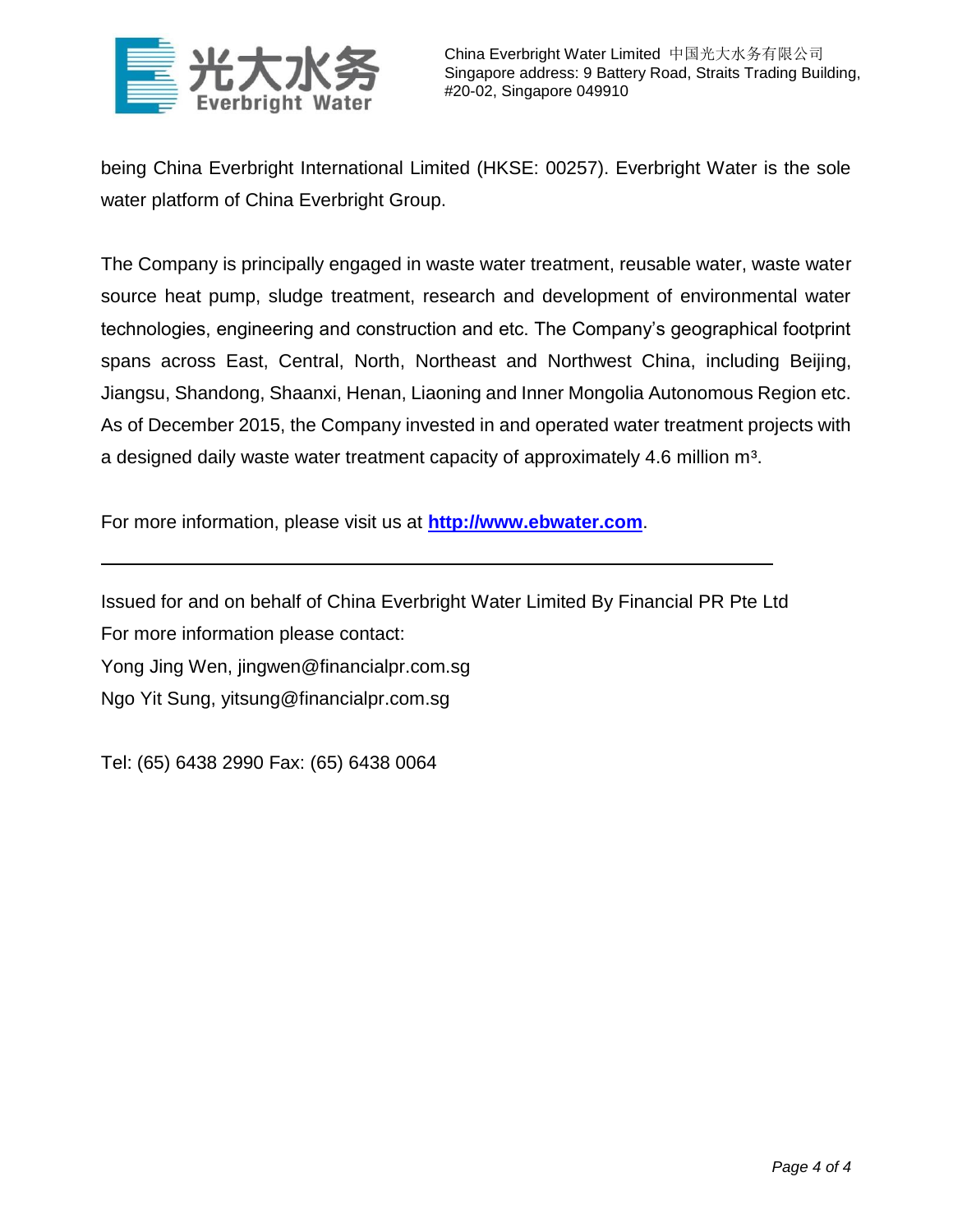being China Everbright International Limited (HKSE: 00257). Everbright Water is the sole water platform of China Everbright Group.

The Company is principally engaged in waste water treatment, reusable water, waste water source heat pump, sludge treatment, research and development of environmental water technologies, engineering and construction and etc. The Company's geographical footprint spans across East, Central, North, Northeast and Northwest China, including Beijing, Jiangsu, Shandong, Shaanxi, Henan, Liaoning and Inner Mongolia Autonomous Region etc. As of December 2015, the Company invested in and operated water treatment projects with a designed daily waste water treatment capacity of approximately 4.6 million $m^3$.

For more information, please visit us at **http://www.ebwater.com**.

---

Issued for and on behalf of China Everbright Water Limited By Financial PR Pte Ltd
For more information please contact:
Yong Jing Wen, jingwen@financialpr.com.sg
Ngo Yit Sung, yitsung@financialpr.com.sg

Tel: (65) 6438 2990 Fax: (65) 6438 0064